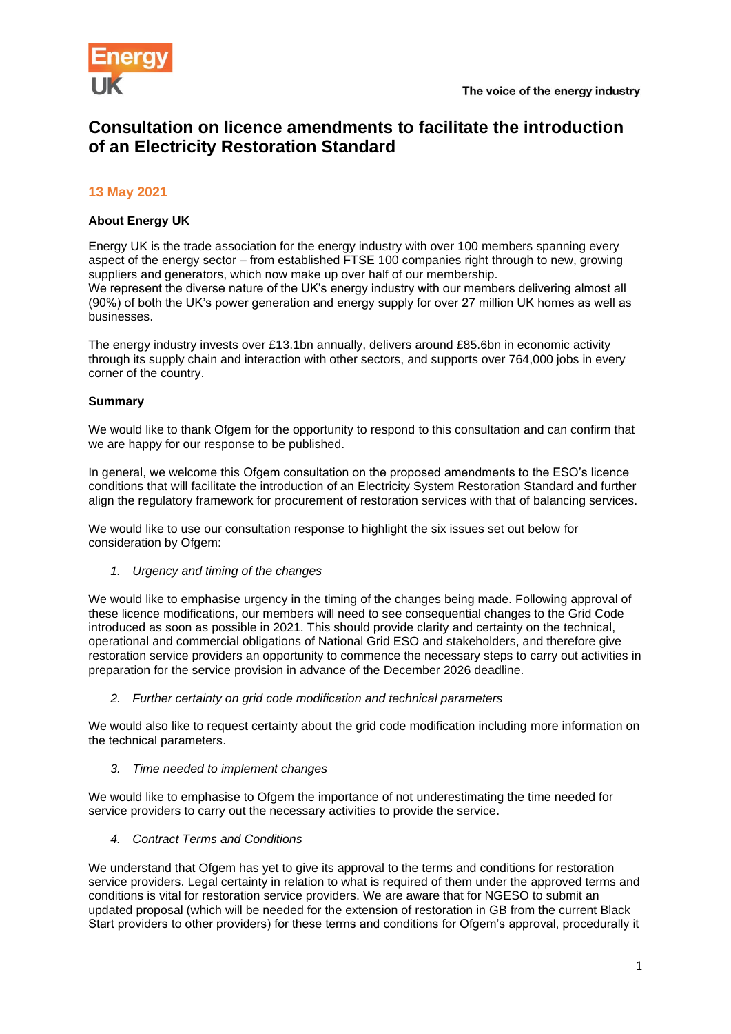# Consultation on licence amendments to facilitate the introduction of an Electricity Restoration Standard

## 13 May 2021

**About Energy UK**

Energy UK is the trade association for the energy industry with over 100 members spanning every aspect of the energy sector – from established FTSE 100 companies right through to new, growing suppliers and generators, which now make up over half of our membership.
We represent the diverse nature of the UK's energy industry with our members delivering almost all (90%) of both the UK's power generation and energy supply for over 27 million UK homes as well as businesses.

The energy industry invests over £13.1bn annually, delivers around £85.6bn in economic activity through its supply chain and interaction with other sectors, and supports over 764,000 jobs in every corner of the country.

**Summary**

We would like to thank Ofgem for the opportunity to respond to this consultation and can confirm that we are happy for our response to be published.

In general, we welcome this Ofgem consultation on the proposed amendments to the ESO's licence conditions that will facilitate the introduction of an Electricity System Restoration Standard and further align the regulatory framework for procurement of restoration services with that of balancing services.

We would like to use our consultation response to highlight the six issues set out below for consideration by Ofgem:

1. *Urgency and timing of the changes*

We would like to emphasise urgency in the timing of the changes being made. Following approval of these licence modifications, our members will need to see consequential changes to the Grid Code introduced as soon as possible in 2021. This should provide clarity and certainty on the technical, operational and commercial obligations of National Grid ESO and stakeholders, and therefore give restoration service providers an opportunity to commence the necessary steps to carry out activities in preparation for the service provision in advance of the December 2026 deadline.

2. *Further certainty on grid code modification and technical parameters*

We would also like to request certainty about the grid code modification including more information on the technical parameters.

3. *Time needed to implement changes*

We would like to emphasise to Ofgem the importance of not underestimating the time needed for service providers to carry out the necessary activities to provide the service.

4. *Contract Terms and Conditions*

We understand that Ofgem has yet to give its approval to the terms and conditions for restoration service providers. Legal certainty in relation to what is required of them under the approved terms and conditions is vital for restoration service providers. We are aware that for NGESO to submit an updated proposal (which will be needed for the extension of restoration in GB from the current Black Start providers to other providers) for these terms and conditions for Ofgem's approval, procedurally it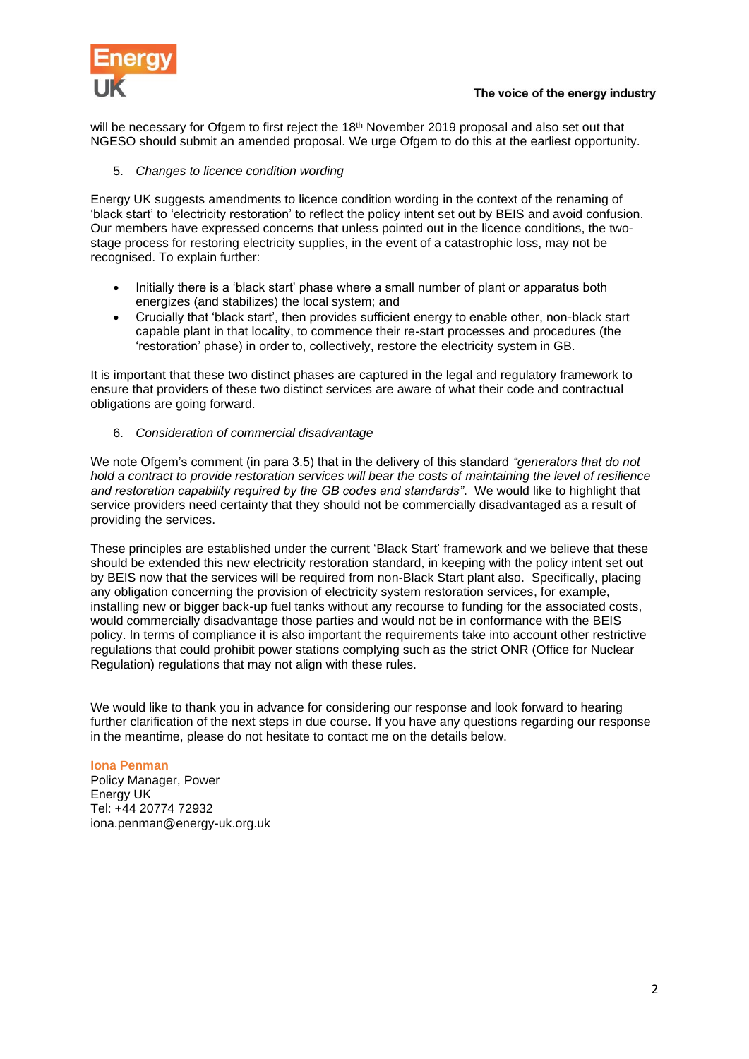will be necessary for Ofgem to first reject the 18th November 2019 proposal and also set out that NGESO should submit an amended proposal. We urge Ofgem to do this at the earliest opportunity.

5. *Changes to licence condition wording*

Energy UK suggests amendments to licence condition wording in the context of the renaming of 'black start' to 'electricity restoration' to reflect the policy intent set out by BEIS and avoid confusion. Our members have expressed concerns that unless pointed out in the licence conditions, the two-stage process for restoring electricity supplies, in the event of a catastrophic loss, may not be recognised. To explain further:

- Initially there is a 'black start' phase where a small number of plant or apparatus both energizes (and stabilizes) the local system; and
- Crucially that 'black start', then provides sufficient energy to enable other, non-black start capable plant in that locality, to commence their re-start processes and procedures (the 'restoration' phase) in order to, collectively, restore the electricity system in GB.

It is important that these two distinct phases are captured in the legal and regulatory framework to ensure that providers of these two distinct services are aware of what their code and contractual obligations are going forward.

6. *Consideration of commercial disadvantage*

We note Ofgem's comment (in para 3.5) that in the delivery of this standard *"generators that do not hold a contract to provide restoration services will bear the costs of maintaining the level of resilience and restoration capability required by the GB codes and standards"*. We would like to highlight that service providers need certainty that they should not be commercially disadvantaged as a result of providing the services.

These principles are established under the current 'Black Start' framework and we believe that these should be extended this new electricity restoration standard, in keeping with the policy intent set out by BEIS now that the services will be required from non-Black Start plant also. Specifically, placing any obligation concerning the provision of electricity system restoration services, for example, installing new or bigger back-up fuel tanks without any recourse to funding for the associated costs, would commercially disadvantage those parties and would not be in conformance with the BEIS policy. In terms of compliance it is also important the requirements take into account other restrictive regulations that could prohibit power stations complying such as the strict ONR (Office for Nuclear Regulation) regulations that may not align with these rules.

We would like to thank you in advance for considering our response and look forward to hearing further clarification of the next steps in due course. If you have any questions regarding our response in the meantime, please do not hesitate to contact me on the details below.

**Iona Penman**
Policy Manager, Power
Energy UK
Tel: +44 20774 72932
iona.penman@energy-uk.org.uk